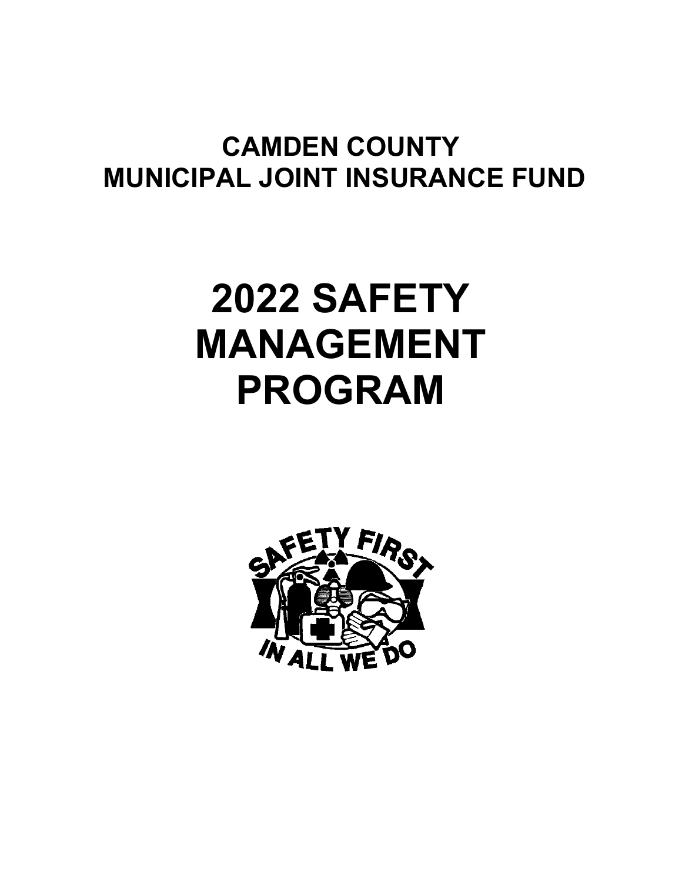# CAMDEN COUNTY MUNICIPAL JOINT INSURANCE FUND

# 2022 SAFETY MANAGEMENT PROGRAM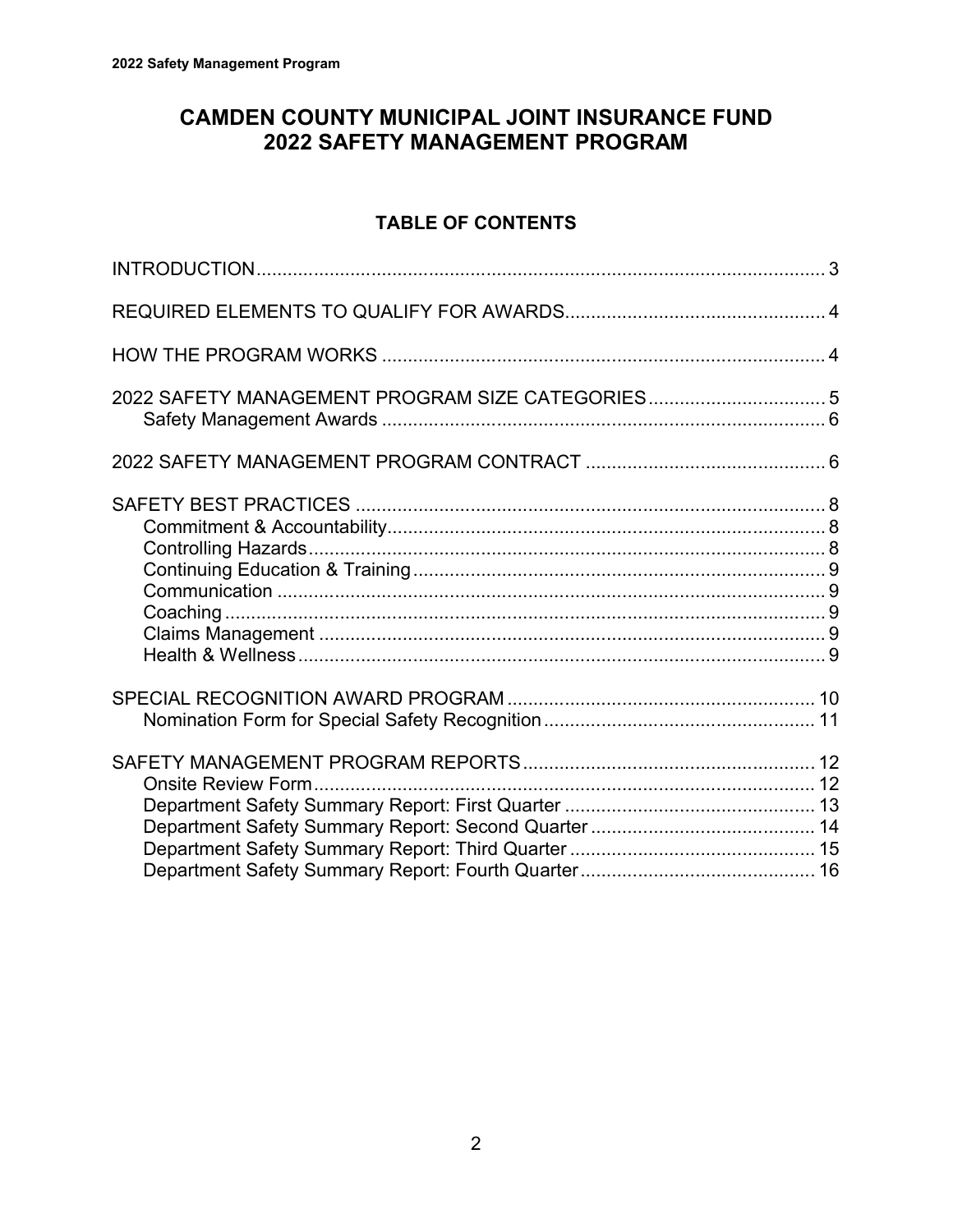# CAMDEN COUNTY MUNICIPAL JOINT INSURANCE FUND
# 2022 SAFETY MANAGEMENT PROGRAM

## TABLE OF CONTENTS

INTRODUCTION .......... 3

REQUIRED ELEMENTS TO QUALIFY FOR AWARDS .......... 4

HOW THE PROGRAM WORKS .......... 4

2022 SAFETY MANAGEMENT PROGRAM SIZE CATEGORIES .......... 5
- Safety Management Awards .......... 6

2022 SAFETY MANAGEMENT PROGRAM CONTRACT .......... 6

SAFETY BEST PRACTICES .......... 8
- Commitment & Accountability .......... 8
- Controlling Hazards .......... 8
- Continuing Education & Training .......... 9
- Communication .......... 9
- Coaching .......... 9
- Claims Management .......... 9
- Health & Wellness .......... 9

SPECIAL RECOGNITION AWARD PROGRAM .......... 10
- Nomination Form for Special Safety Recognition .......... 11

SAFETY MANAGEMENT PROGRAM REPORTS .......... 12
- Onsite Review Form .......... 12
- Department Safety Summary Report: First Quarter .......... 13
- Department Safety Summary Report: Second Quarter .......... 14
- Department Safety Summary Report: Third Quarter .......... 15
- Department Safety Summary Report: Fourth Quarter .......... 16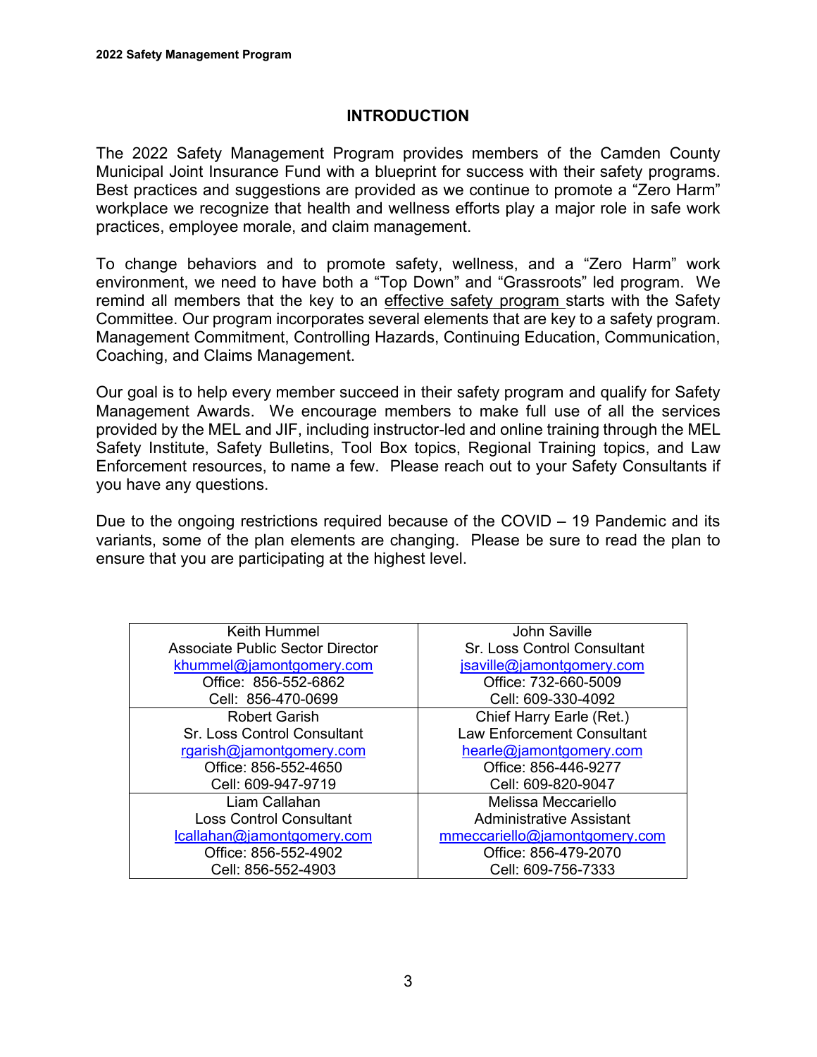# INTRODUCTION

The 2022 Safety Management Program provides members of the Camden County Municipal Joint Insurance Fund with a blueprint for success with their safety programs. Best practices and suggestions are provided as we continue to promote a "Zero Harm" workplace we recognize that health and wellness efforts play a major role in safe work practices, employee morale, and claim management.

To change behaviors and to promote safety, wellness, and a "Zero Harm" work environment, we need to have both a "Top Down" and "Grassroots" led program. We remind all members that the key to an effective safety program starts with the Safety Committee. Our program incorporates several elements that are key to a safety program. Management Commitment, Controlling Hazards, Continuing Education, Communication, Coaching, and Claims Management.

Our goal is to help every member succeed in their safety program and qualify for Safety Management Awards. We encourage members to make full use of all the services provided by the MEL and JIF, including instructor-led and online training through the MEL Safety Institute, Safety Bulletins, Tool Box topics, Regional Training topics, and Law Enforcement resources, to name a few. Please reach out to your Safety Consultants if you have any questions.

Due to the ongoing restrictions required because of the COVID – 19 Pandemic and its variants, some of the plan elements are changing. Please be sure to read the plan to ensure that you are participating at the highest level.

| | |
|---|---|
| Keith Hummel<br>Associate Public Sector Director<br>khummel@jamontgomery.com<br>Office: 856-552-6862<br>Cell: 856-470-0699 | John Saville<br>Sr. Loss Control Consultant<br>jsaville@jamontgomery.com<br>Office: 732-660-5009<br>Cell: 609-330-4092 |
| Robert Garish<br>Sr. Loss Control Consultant<br>rgarish@jamontgomery.com<br>Office: 856-552-4650<br>Cell: 609-947-9719 | Chief Harry Earle (Ret.)<br>Law Enforcement Consultant<br>hearle@jamontgomery.com<br>Office: 856-446-9277<br>Cell: 609-820-9047 |
| Liam Callahan<br>Loss Control Consultant<br>lcallahan@jamontgomery.com<br>Office: 856-552-4902<br>Cell: 856-552-4903 | Melissa Meccariello<br>Administrative Assistant<br>mmeccariello@jamontgomery.com<br>Office: 856-479-2070<br>Cell: 609-756-7333 |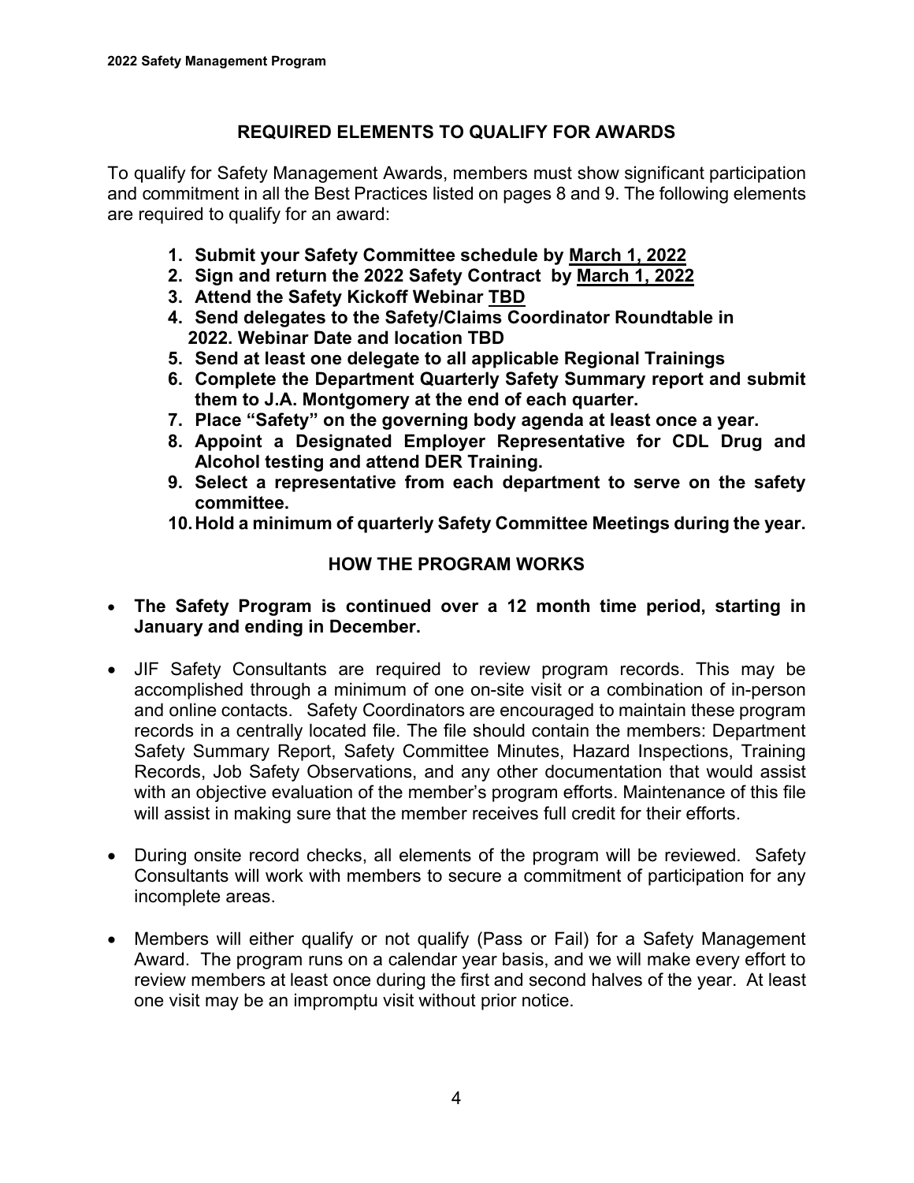## REQUIRED ELEMENTS TO QUALIFY FOR AWARDS

To qualify for Safety Management Awards, members must show significant participation and commitment in all the Best Practices listed on pages 8 and 9. The following elements are required to qualify for an award:

1. **Submit your Safety Committee schedule by <u>March 1, 2022</u>**
2. **Sign and return the 2022 Safety Contract by <u>March 1, 2022</u>**
3. **Attend the Safety Kickoff Webinar <u>TBD</u>**
4. **Send delegates to the Safety/Claims Coordinator Roundtable in 2022. Webinar Date and location TBD**
5. **Send at least one delegate to all applicable Regional Trainings**
6. **Complete the Department Quarterly Safety Summary report and submit them to J.A. Montgomery at the end of each quarter.**
7. **Place "Safety" on the governing body agenda at least once a year.**
8. **Appoint a Designated Employer Representative for CDL Drug and Alcohol testing and attend DER Training.**
9. **Select a representative from each department to serve on the safety committee.**
10. **Hold a minimum of quarterly Safety Committee Meetings during the year.**

## HOW THE PROGRAM WORKS

- **The Safety Program is continued over a 12 month time period, starting in January and ending in December.**
- JIF Safety Consultants are required to review program records. This may be accomplished through a minimum of one on-site visit or a combination of in-person and online contacts. Safety Coordinators are encouraged to maintain these program records in a centrally located file. The file should contain the members: Department Safety Summary Report, Safety Committee Minutes, Hazard Inspections, Training Records, Job Safety Observations, and any other documentation that would assist with an objective evaluation of the member's program efforts. Maintenance of this file will assist in making sure that the member receives full credit for their efforts.
- During onsite record checks, all elements of the program will be reviewed. Safety Consultants will work with members to secure a commitment of participation for any incomplete areas.
- Members will either qualify or not qualify (Pass or Fail) for a Safety Management Award. The program runs on a calendar year basis, and we will make every effort to review members at least once during the first and second halves of the year. At least one visit may be an impromptu visit without prior notice.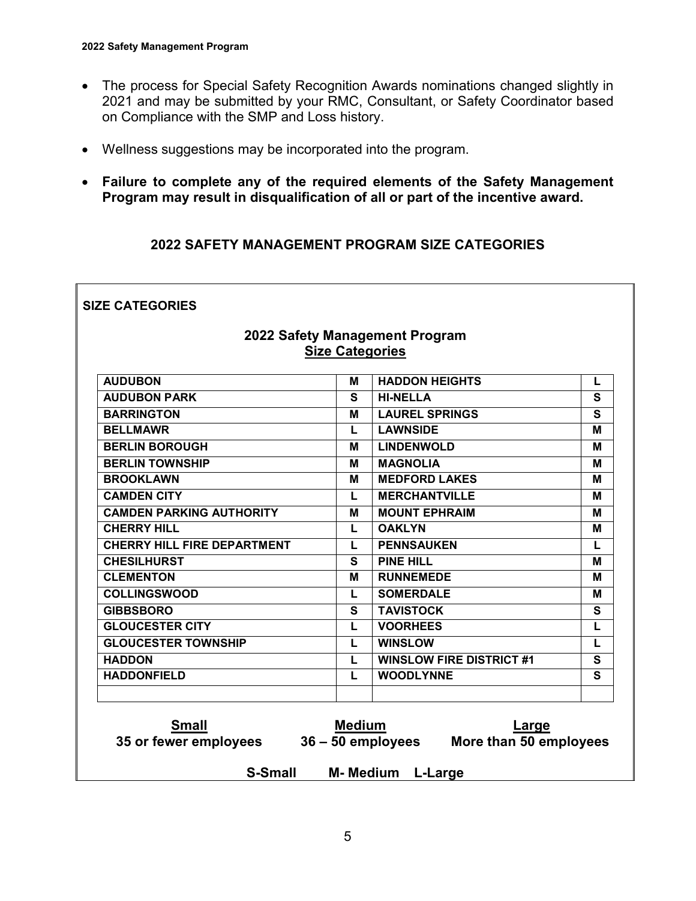- The process for Special Safety Recognition Awards nominations changed slightly in 2021 and may be submitted by your RMC, Consultant, or Safety Coordinator based on Compliance with the SMP and Loss history.

- Wellness suggestions may be incorporated into the program.

- **Failure to complete any of the required elements of the Safety Management Program may result in disqualification of all or part of the incentive award.**

## 2022 SAFETY MANAGEMENT PROGRAM SIZE CATEGORIES

**SIZE CATEGORIES**

### 2022 Safety Management Program
### Size Categories

| | | | |
|---|---|---|---|
| **AUDUBON** | **M** | **HADDON HEIGHTS** | **L** |
| **AUDUBON PARK** | **S** | **HI-NELLA** | **S** |
| **BARRINGTON** | **M** | **LAUREL SPRINGS** | **S** |
| **BELLMAWR** | **L** | **LAWNSIDE** | **M** |
| **BERLIN BOROUGH** | **M** | **LINDENWOLD** | **M** |
| **BERLIN TOWNSHIP** | **M** | **MAGNOLIA** | **M** |
| **BROOKLAWN** | **M** | **MEDFORD LAKES** | **M** |
| **CAMDEN CITY** | **L** | **MERCHANTVILLE** | **M** |
| **CAMDEN PARKING AUTHORITY** | **M** | **MOUNT EPHRAIM** | **M** |
| **CHERRY HILL** | **L** | **OAKLYN** | **M** |
| **CHERRY HILL FIRE DEPARTMENT** | **L** | **PENNSAUKEN** | **L** |
| **CHESILHURST** | **S** | **PINE HILL** | **M** |
| **CLEMENTON** | **M** | **RUNNEMEDE** | **M** |
| **COLLINGSWOOD** | **L** | **SOMERDALE** | **M** |
| **GIBBSBORO** | **S** | **TAVISTOCK** | **S** |
| **GLOUCESTER CITY** | **L** | **VOORHEES** | **L** |
| **GLOUCESTER TOWNSHIP** | **L** | **WINSLOW** | **L** |
| **HADDON** | **L** | **WINSLOW FIRE DISTRICT #1** | **S** |
| **HADDONFIELD** | **L** | **WOODLYNNE** | **S** |
| | | | |

| **Small** | **Medium** | **Large** |
|---|---|---|
| **35 or fewer employees** | **36 – 50 employees** | **More than 50 employees** |

**S-Small M- Medium L-Large**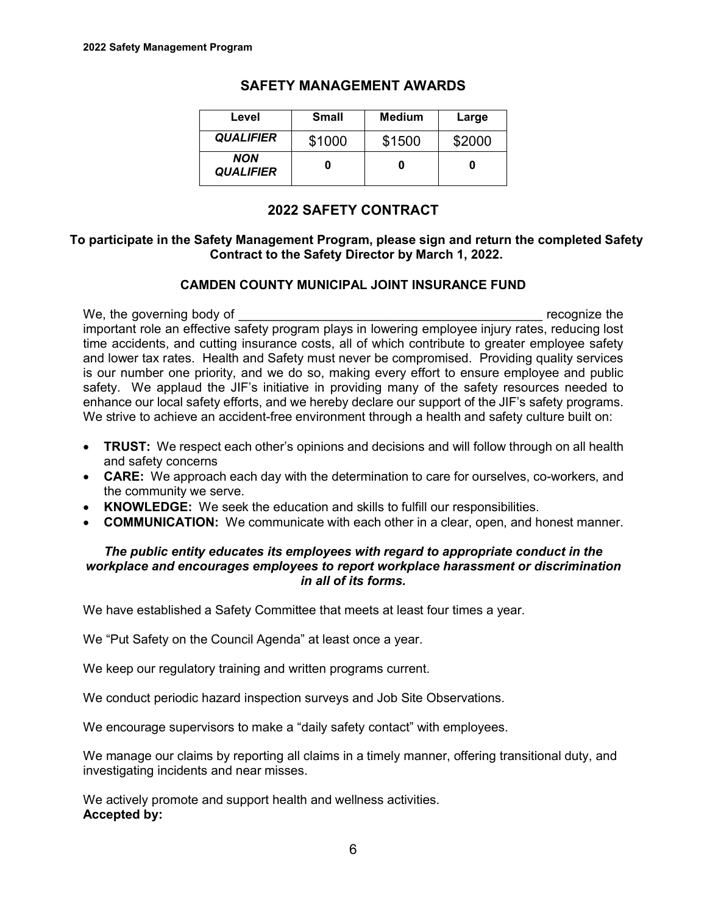## SAFETY MANAGEMENT AWARDS

| Level | Small | Medium | Large |
|---|---|---|---|
| ***QUALIFIER*** | $1000 | $1500 | $2000 |
| ***NON QUALIFIER*** | **0** | **0** | **0** |

## 2022 SAFETY CONTRACT

**To participate in the Safety Management Program, please sign and return the completed Safety Contract to the Safety Director by March 1, 2022.**

### CAMDEN COUNTY MUNICIPAL JOINT INSURANCE FUND

We, the governing body of _____________________________________________ recognize the important role an effective safety program plays in lowering employee injury rates, reducing lost time accidents, and cutting insurance costs, all of which contribute to greater employee safety and lower tax rates. Health and Safety must never be compromised. Providing quality services is our number one priority, and we do so, making every effort to ensure employee and public safety. We applaud the JIF's initiative in providing many of the safety resources needed to enhance our local safety efforts, and we hereby declare our support of the JIF's safety programs. We strive to achieve an accident-free environment through a health and safety culture built on:

- **TRUST:** We respect each other's opinions and decisions and will follow through on all health and safety concerns
- **CARE:** We approach each day with the determination to care for ourselves, co-workers, and the community we serve.
- **KNOWLEDGE:** We seek the education and skills to fulfill our responsibilities.
- **COMMUNICATION:** We communicate with each other in a clear, open, and honest manner.

***The public entity educates its employees with regard to appropriate conduct in the workplace and encourages employees to report workplace harassment or discrimination in all of its forms.***

We have established a Safety Committee that meets at least four times a year.

We "Put Safety on the Council Agenda" at least once a year.

We keep our regulatory training and written programs current.

We conduct periodic hazard inspection surveys and Job Site Observations.

We encourage supervisors to make a "daily safety contact" with employees.

We manage our claims by reporting all claims in a timely manner, offering transitional duty, and investigating incidents and near misses.

We actively promote and support health and wellness activities.

**Accepted by:**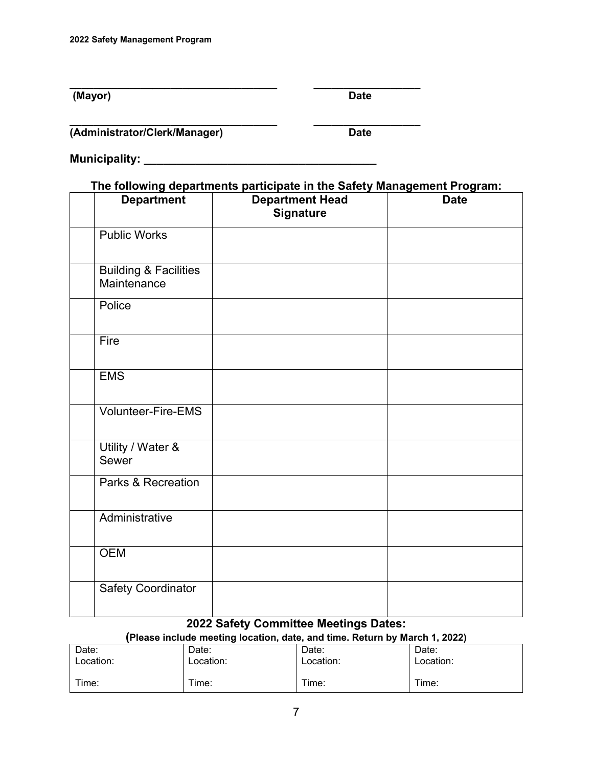\_\_\_\_\_\_\_\_\_\_\_\_\_\_\_\_\_\_\_\_\_\_\_\_\_\_\_\_\_\_\_\_\_\_ \_\_\_\_\_\_\_\_\_\_\_\_\_\_\_\_\_\_
**(Mayor)** **Date**

\_\_\_\_\_\_\_\_\_\_\_\_\_\_\_\_\_\_\_\_\_\_\_\_\_\_\_\_\_\_\_\_\_\_ \_\_\_\_\_\_\_\_\_\_\_\_\_\_\_\_\_\_
**(Administrator/Clerk/Manager)** **Date**

**Municipality: \_\_\_\_\_\_\_\_\_\_\_\_\_\_\_\_\_\_\_\_\_\_\_\_\_\_\_\_\_\_\_\_\_\_\_\_\_\_**

**The following departments participate in the Safety Management Program:**

| | Department | Department Head Signature | Date |
|---|---|---|---|
| | Public Works | | |
| | Building & Facilities Maintenance | | |
| | Police | | |
| | Fire | | |
| | EMS | | |
| | Volunteer-Fire-EMS | | |
| | Utility / Water & Sewer | | |
| | Parks & Recreation | | |
| | Administrative | | |
| | OEM | | |
| | Safety Coordinator | | |

**2022 Safety Committee Meetings Dates:**

**(Please include meeting location, date, and time. Return by March 1, 2022)**

| Date:<br>Location:<br><br>Time: | Date:<br>Location:<br><br>Time: | Date:<br>Location:<br><br>Time: | Date:<br>Location:<br><br>Time: |
|---|---|---|---|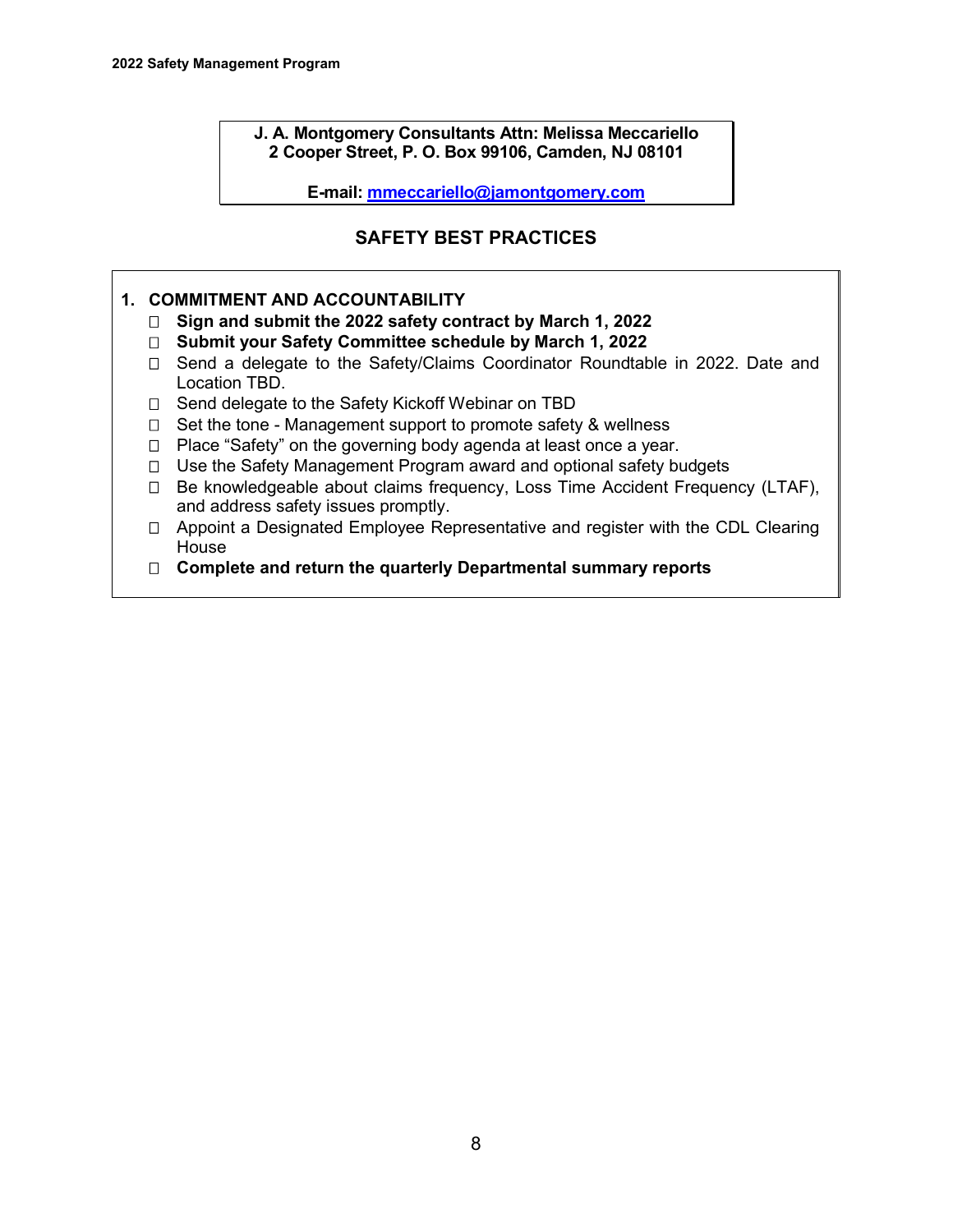**J. A. Montgomery Consultants Attn: Melissa Meccariello**
**2 Cooper Street, P. O. Box 99106, Camden, NJ 08101**

**E-mail: mmeccariello@jamontgomery.com**

## SAFETY BEST PRACTICES

### 1. COMMITMENT AND ACCOUNTABILITY

- ☐ **Sign and submit the 2022 safety contract by March 1, 2022**
- ☐ **Submit your Safety Committee schedule by March 1, 2022**
- ☐ Send a delegate to the Safety/Claims Coordinator Roundtable in 2022. Date and Location TBD.
- ☐ Send delegate to the Safety Kickoff Webinar on TBD
- ☐ Set the tone - Management support to promote safety & wellness
- ☐ Place "Safety" on the governing body agenda at least once a year.
- ☐ Use the Safety Management Program award and optional safety budgets
- ☐ Be knowledgeable about claims frequency, Loss Time Accident Frequency (LTAF), and address safety issues promptly.
- ☐ Appoint a Designated Employee Representative and register with the CDL Clearing House
- ☐ **Complete and return the quarterly Departmental summary reports**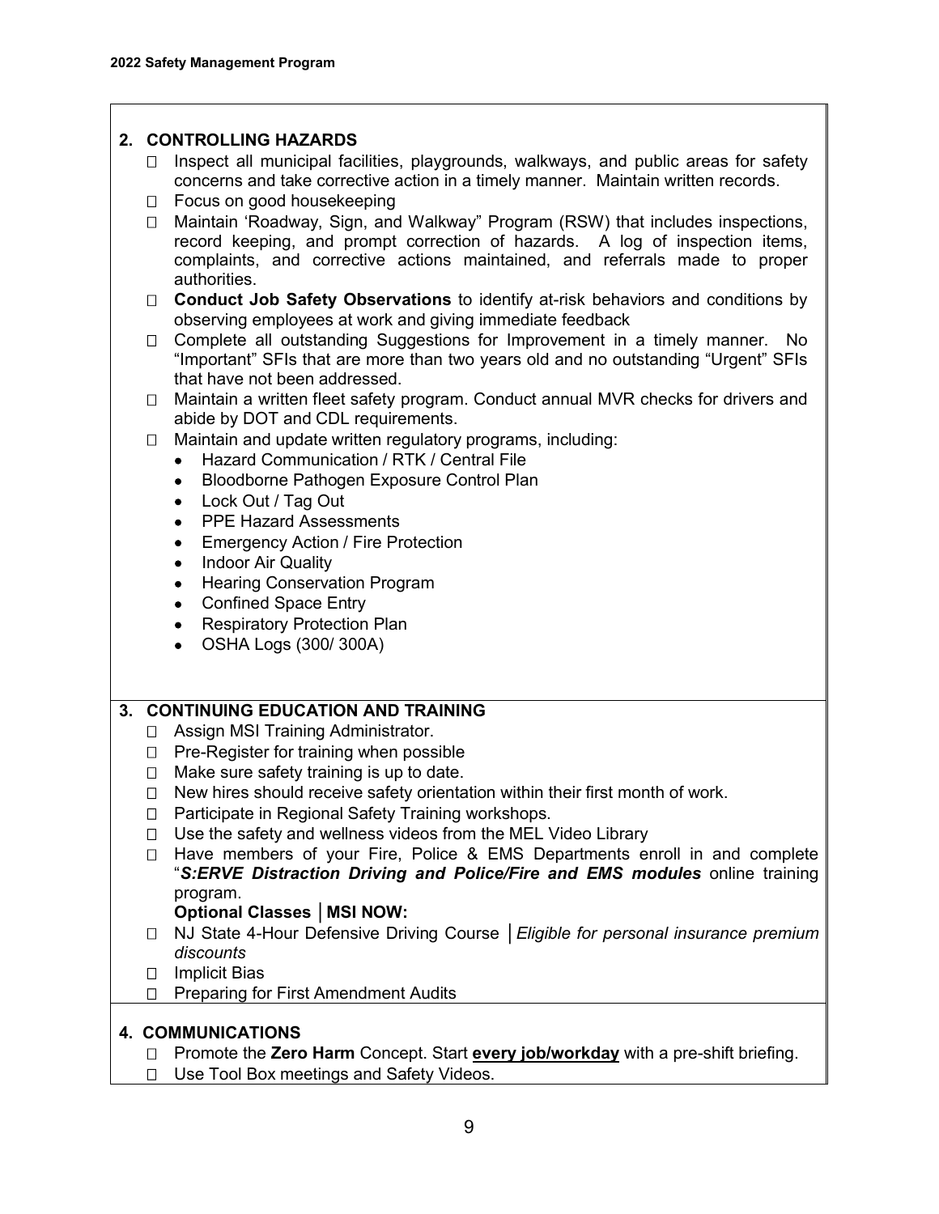## 2. CONTROLLING HAZARDS

- ☐ Inspect all municipal facilities, playgrounds, walkways, and public areas for safety concerns and take corrective action in a timely manner. Maintain written records.
- ☐ Focus on good housekeeping
- ☐ Maintain 'Roadway, Sign, and Walkway" Program (RSW) that includes inspections, record keeping, and prompt correction of hazards. A log of inspection items, complaints, and corrective actions maintained, and referrals made to proper authorities.
- ☐ **Conduct Job Safety Observations** to identify at-risk behaviors and conditions by observing employees at work and giving immediate feedback
- ☐ Complete all outstanding Suggestions for Improvement in a timely manner. No "Important" SFIs that are more than two years old and no outstanding "Urgent" SFIs that have not been addressed.
- ☐ Maintain a written fleet safety program. Conduct annual MVR checks for drivers and abide by DOT and CDL requirements.
- ☐ Maintain and update written regulatory programs, including:
  - Hazard Communication / RTK / Central File
  - Bloodborne Pathogen Exposure Control Plan
  - Lock Out / Tag Out
  - PPE Hazard Assessments
  - Emergency Action / Fire Protection
  - Indoor Air Quality
  - Hearing Conservation Program
  - Confined Space Entry
  - Respiratory Protection Plan
  - OSHA Logs (300/ 300A)

## 3. CONTINUING EDUCATION AND TRAINING

- ☐ Assign MSI Training Administrator.
- ☐ Pre-Register for training when possible
- ☐ Make sure safety training is up to date.
- ☐ New hires should receive safety orientation within their first month of work.
- ☐ Participate in Regional Safety Training workshops.
- ☐ Use the safety and wellness videos from the MEL Video Library
- ☐ Have members of your Fire, Police & EMS Departments enroll in and complete "***S:ERVE Distraction Driving and Police/Fire and EMS modules*** online training program.

**Optional Classes │MSI NOW:**

- ☐ NJ State 4-Hour Defensive Driving Course │*Eligible for personal insurance premium discounts*
- ☐ Implicit Bias
- ☐ Preparing for First Amendment Audits

## 4. COMMUNICATIONS

- ☐ Promote the **Zero Harm** Concept. Start **every job/workday** with a pre-shift briefing.
- ☐ Use Tool Box meetings and Safety Videos.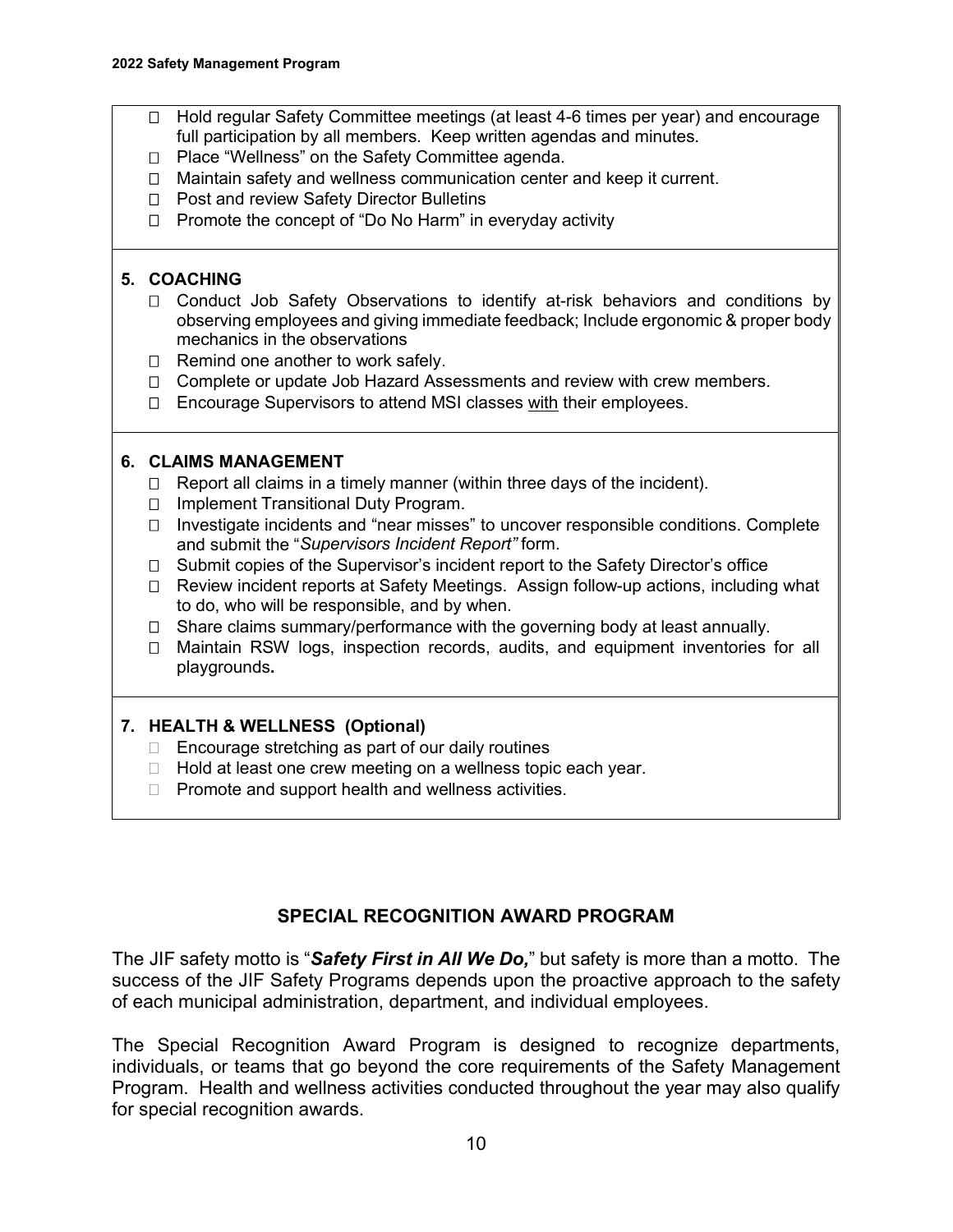- Hold regular Safety Committee meetings (at least 4-6 times per year) and encourage full participation by all members. Keep written agendas and minutes.
- Place "Wellness" on the Safety Committee agenda.
- Maintain safety and wellness communication center and keep it current.
- Post and review Safety Director Bulletins
- Promote the concept of "Do No Harm" in everyday activity

**5. COACHING**

- Conduct Job Safety Observations to identify at-risk behaviors and conditions by observing employees and giving immediate feedback; Include ergonomic & proper body mechanics in the observations
- Remind one another to work safely.
- Complete or update Job Hazard Assessments and review with crew members.
- Encourage Supervisors to attend MSI classes <u>with</u> their employees.

**6. CLAIMS MANAGEMENT**

- Report all claims in a timely manner (within three days of the incident).
- Implement Transitional Duty Program.
- Investigate incidents and "near misses" to uncover responsible conditions. Complete and submit the "*Supervisors Incident Report"* form.
- Submit copies of the Supervisor's incident report to the Safety Director's office
- Review incident reports at Safety Meetings. Assign follow-up actions, including what to do, who will be responsible, and by when.
- Share claims summary/performance with the governing body at least annually.
- Maintain RSW logs, inspection records, audits, and equipment inventories for all playgrounds**.**

**7. HEALTH & WELLNESS (Optional)**

- Encourage stretching as part of our daily routines
- Hold at least one crew meeting on a wellness topic each year.
- Promote and support health and wellness activities.

## SPECIAL RECOGNITION AWARD PROGRAM

The JIF safety motto is "***Safety First in All We Do,***" but safety is more than a motto. The success of the JIF Safety Programs depends upon the proactive approach to the safety of each municipal administration, department, and individual employees.

The Special Recognition Award Program is designed to recognize departments, individuals, or teams that go beyond the core requirements of the Safety Management Program. Health and wellness activities conducted throughout the year may also qualify for special recognition awards.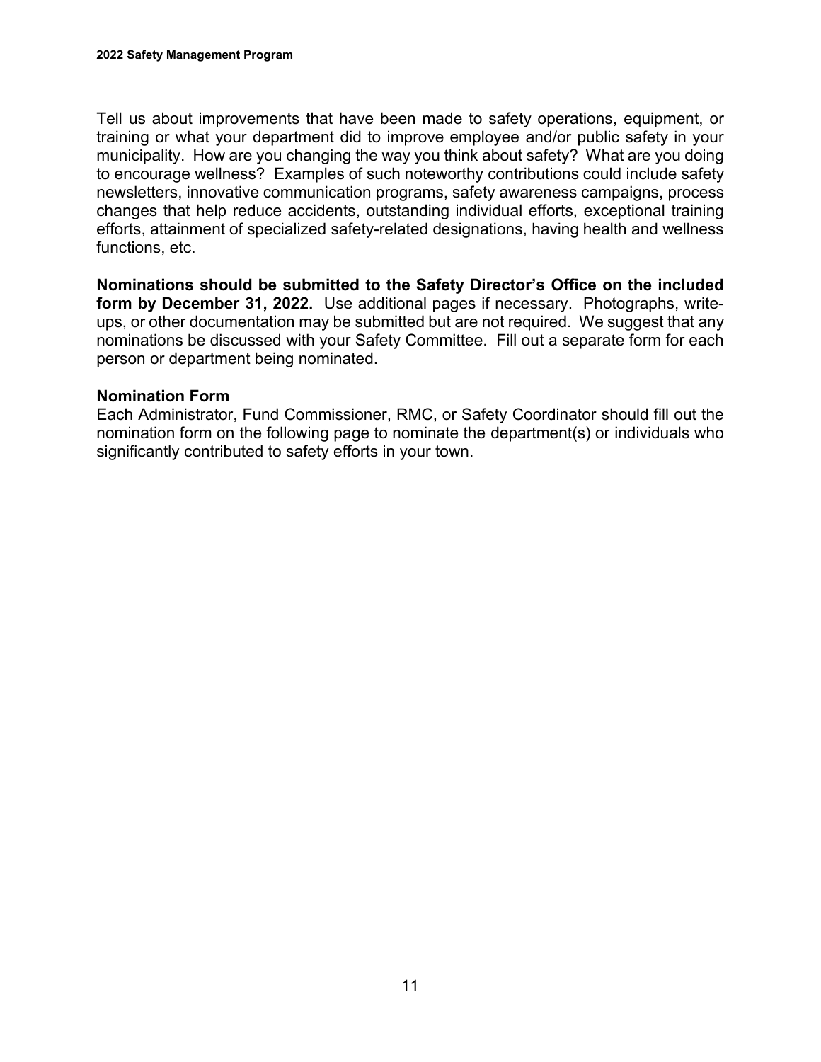Tell us about improvements that have been made to safety operations, equipment, or training or what your department did to improve employee and/or public safety in your municipality. How are you changing the way you think about safety? What are you doing to encourage wellness? Examples of such noteworthy contributions could include safety newsletters, innovative communication programs, safety awareness campaigns, process changes that help reduce accidents, outstanding individual efforts, exceptional training efforts, attainment of specialized safety-related designations, having health and wellness functions, etc.

**Nominations should be submitted to the Safety Director's Office on the included form by December 31, 2022.** Use additional pages if necessary. Photographs, write-ups, or other documentation may be submitted but are not required. We suggest that any nominations be discussed with your Safety Committee. Fill out a separate form for each person or department being nominated.

**Nomination Form**

Each Administrator, Fund Commissioner, RMC, or Safety Coordinator should fill out the nomination form on the following page to nominate the department(s) or individuals who significantly contributed to safety efforts in your town.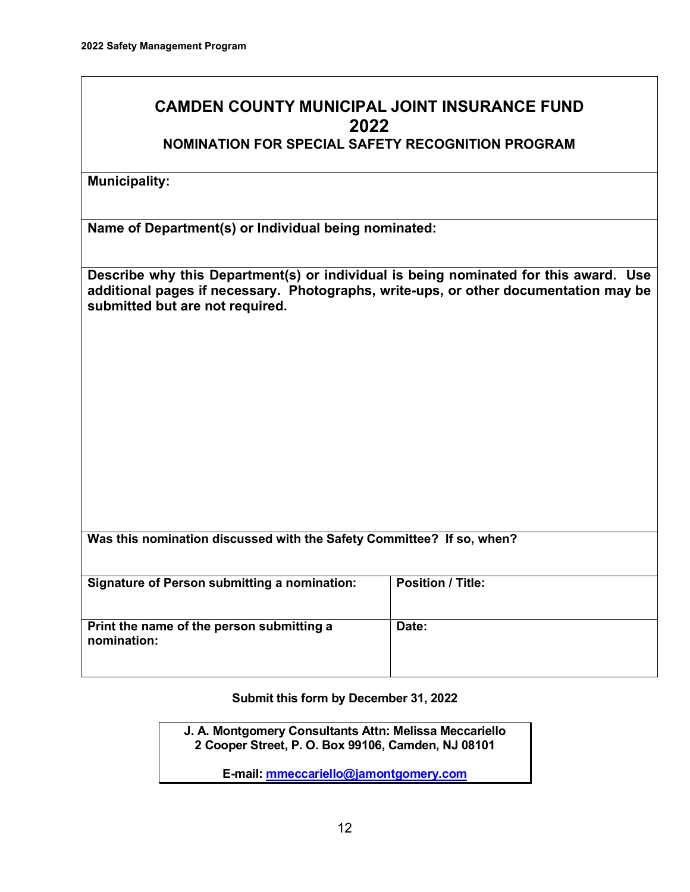# CAMDEN COUNTY MUNICIPAL JOINT INSURANCE FUND
# 2022
## NOMINATION FOR SPECIAL SAFETY RECOGNITION PROGRAM

**Municipality:**

**Name of Department(s) or Individual being nominated:**

**Describe why this Department(s) or individual is being nominated for this award. Use additional pages if necessary. Photographs, write-ups, or other documentation may be submitted but are not required.**

**Was this nomination discussed with the Safety Committee? If so, when?**

| **Signature of Person submitting a nomination:** | **Position / Title:** |
|---|---|
| **Print the name of the person submitting a nomination:** | **Date:** |

**Submit this form by December 31, 2022**

**J. A. Montgomery Consultants Attn: Melissa Meccariello**
**2 Cooper Street, P. O. Box 99106, Camden, NJ 08101**

**E-mail: mmeccariello@jamontgomery.com**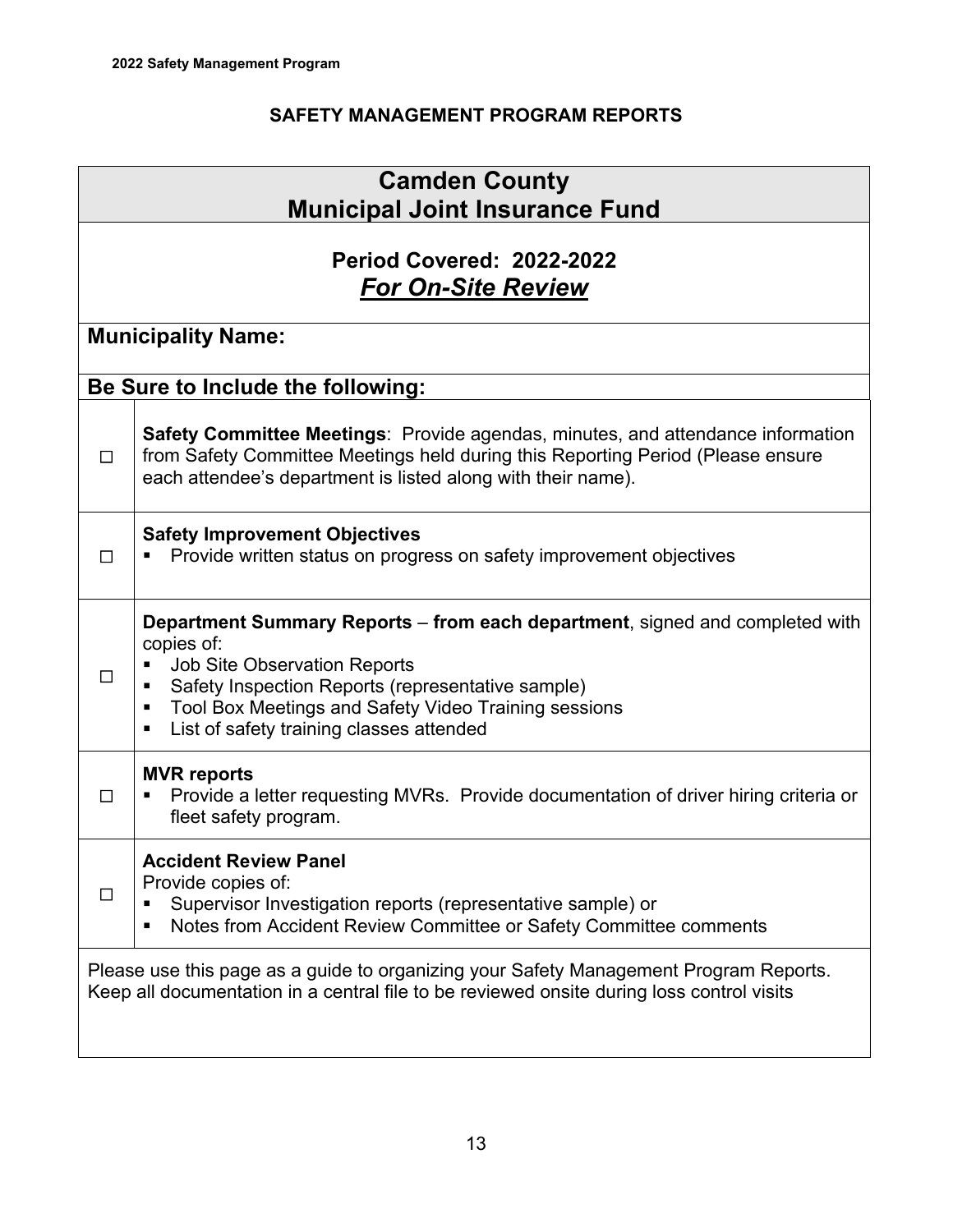## SAFETY MANAGEMENT PROGRAM REPORTS

| Camden County<br>Municipal Joint Insurance Fund | |
|---|---|
| **Period Covered: 2022-2022**<br>***For On-Site Review*** | |
| **Municipality Name:** | |
| **Be Sure to Include the following:** | |
| ☐ | **Safety Committee Meetings**: Provide agendas, minutes, and attendance information from Safety Committee Meetings held during this Reporting Period (Please ensure each attendee's department is listed along with their name). |
| ☐ | **Safety Improvement Objectives**<br>▪ Provide written status on progress on safety improvement objectives |
| ☐ | **Department Summary Reports** – **from each department**, signed and completed with copies of:<br>▪ Job Site Observation Reports<br>▪ Safety Inspection Reports (representative sample)<br>▪ Tool Box Meetings and Safety Video Training sessions<br>▪ List of safety training classes attended |
| ☐ | **MVR reports**<br>▪ Provide a letter requesting MVRs. Provide documentation of driver hiring criteria or fleet safety program. |
| ☐ | **Accident Review Panel**<br>Provide copies of:<br>▪ Supervisor Investigation reports (representative sample) or<br>▪ Notes from Accident Review Committee or Safety Committee comments |
| Please use this page as a guide to organizing your Safety Management Program Reports. Keep all documentation in a central file to be reviewed onsite during loss control visits | |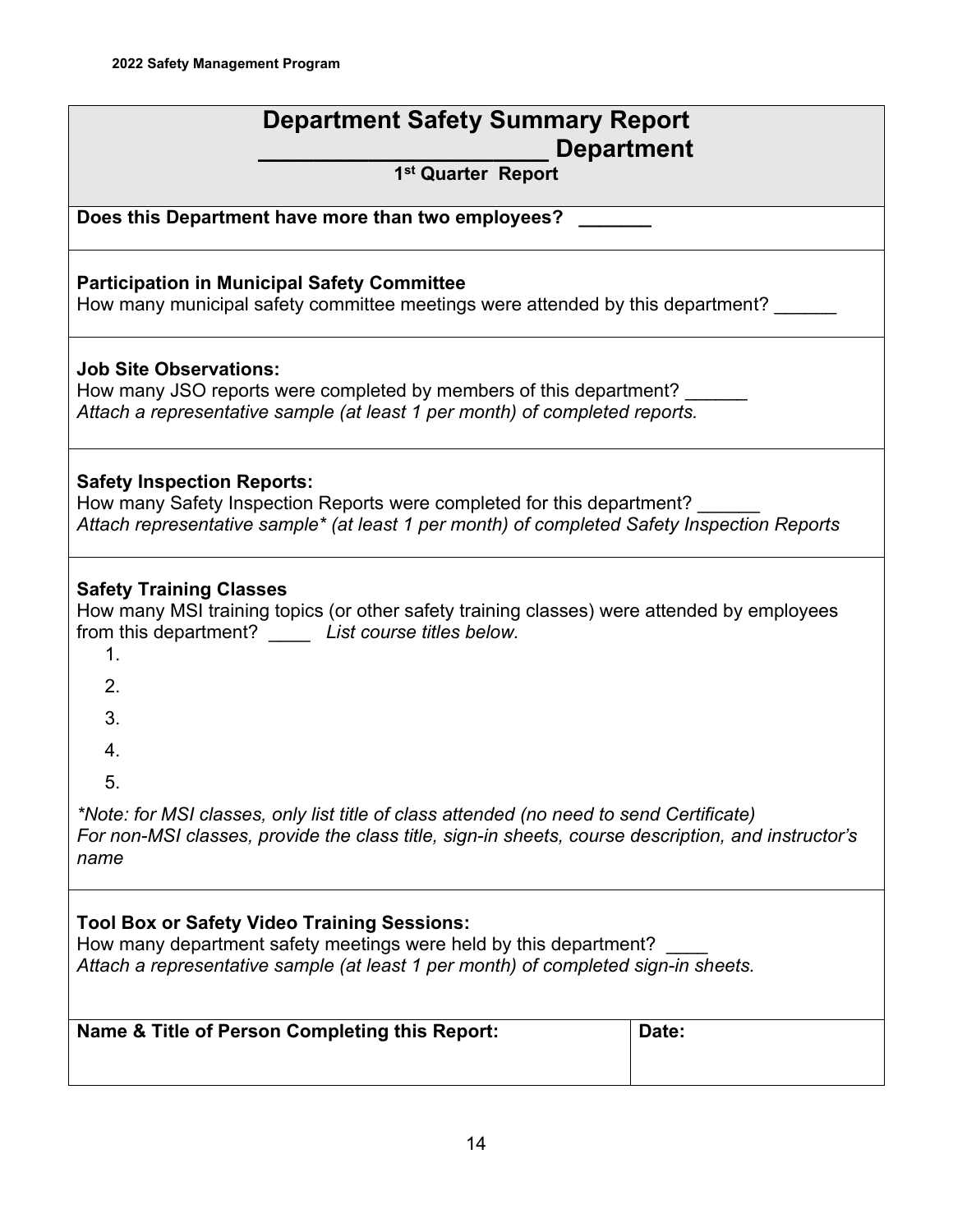# Department Safety Summary Report

## ____________________ Department

### 1st Quarter Report

**Does this Department have more than two employees? _______**

**Participation in Municipal Safety Committee**
How many municipal safety committee meetings were attended by this department? ______

**Job Site Observations:**
How many JSO reports were completed by members of this department? ______
*Attach a representative sample (at least 1 per month) of completed reports.*

**Safety Inspection Reports:**
How many Safety Inspection Reports were completed for this department? ______
*Attach representative sample* (at least 1 per month) of completed Safety Inspection Reports*

**Safety Training Classes**
How many MSI training topics (or other safety training classes) were attended by employees from this department? ____ *List course titles below.*

1.
2.
3.
4.
5.

**Note: for MSI classes, only list title of class attended (no need to send Certificate)*
*For non-MSI classes, provide the class title, sign-in sheets, course description, and instructor's name*

**Tool Box or Safety Video Training Sessions:**
How many department safety meetings were held by this department? ____
*Attach a representative sample (at least 1 per month) of completed sign-in sheets.*

| Name & Title of Person Completing this Report: | Date: |
| --- | --- |
| | |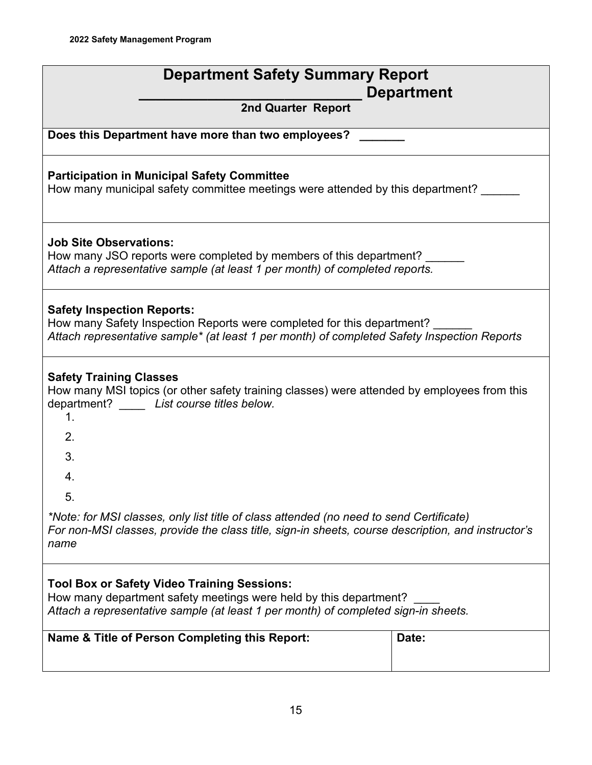# Department Safety Summary Report

## __________________________ Department

**2nd Quarter Report**

**Does this Department have more than two employees? _______**

**Participation in Municipal Safety Committee**

How many municipal safety committee meetings were attended by this department? ______

**Job Site Observations:**

How many JSO reports were completed by members of this department? ______

*Attach a representative sample (at least 1 per month) of completed reports.*

**Safety Inspection Reports:**

How many Safety Inspection Reports were completed for this department? ______

*Attach representative sample* (at least 1 per month) of completed Safety Inspection Reports*

**Safety Training Classes**

How many MSI topics (or other safety training classes) were attended by employees from this department? ____ *List course titles below.*

1.
2.
3.
4.
5.

*\*Note: for MSI classes, only list title of class attended (no need to send Certificate)*
*For non-MSI classes, provide the class title, sign-in sheets, course description, and instructor's name*

**Tool Box or Safety Video Training Sessions:**

How many department safety meetings were held by this department? ____

*Attach a representative sample (at least 1 per month) of completed sign-in sheets.*

| Name & Title of Person Completing this Report: | Date: |
| --- | --- |
| | |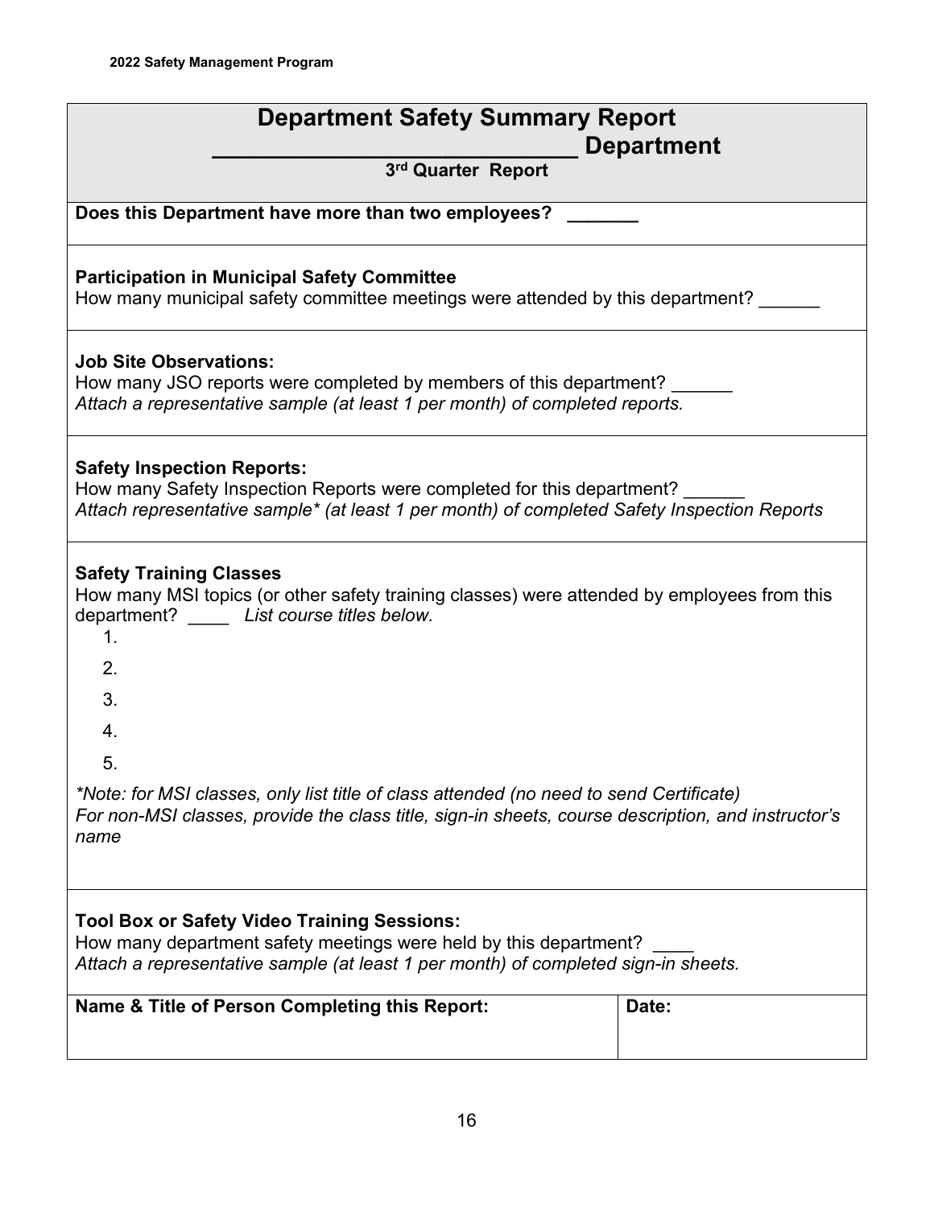# Department Safety Summary Report

## ___________________________ Department

**3rd Quarter Report**

**Does this Department have more than two employees? _______**

**Participation in Municipal Safety Committee**
How many municipal safety committee meetings were attended by this department? ______

**Job Site Observations:**
How many JSO reports were completed by members of this department? ______
*Attach a representative sample (at least 1 per month) of completed reports.*

**Safety Inspection Reports:**
How many Safety Inspection Reports were completed for this department? ______
*Attach representative sample* (at least 1 per month) of completed Safety Inspection Reports*

**Safety Training Classes**
How many MSI topics (or other safety training classes) were attended by employees from this department? ____ *List course titles below.*

1.
2.
3.
4.
5.

*Note: for MSI classes, only list title of class attended (no need to send Certificate)*
*For non-MSI classes, provide the class title, sign-in sheets, course description, and instructor's name*

**Tool Box or Safety Video Training Sessions:**
How many department safety meetings were held by this department? ____
*Attach a representative sample (at least 1 per month) of completed sign-in sheets.*

| Name & Title of Person Completing this Report: | Date: |
| --- | --- |
| | |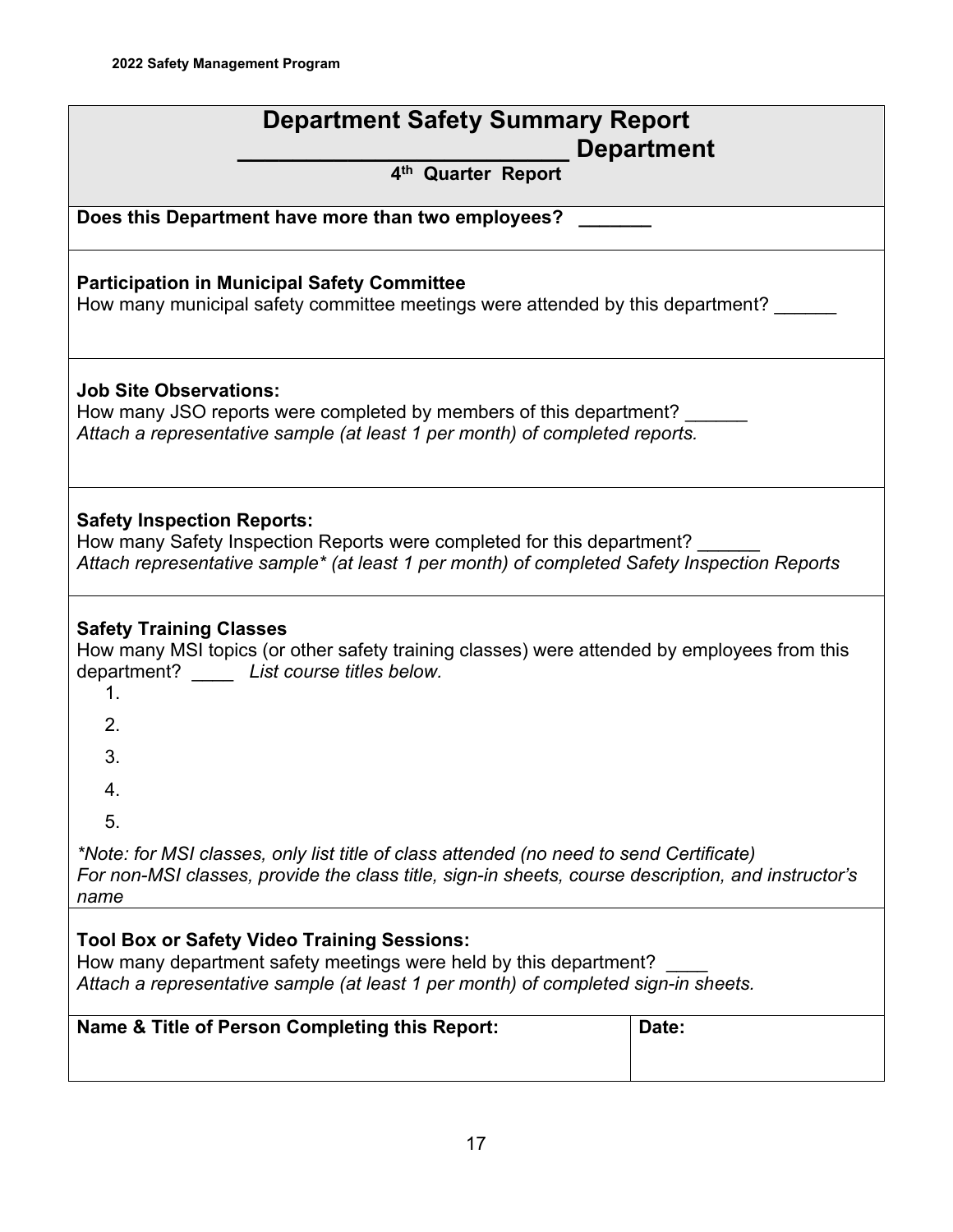# Department Safety Summary Report

## _________________________ Department

**4th Quarter Report**

**Does this Department have more than two employees?** _______

**Participation in Municipal Safety Committee**

How many municipal safety committee meetings were attended by this department? ______

**Job Site Observations:**

How many JSO reports were completed by members of this department? ______

*Attach a representative sample (at least 1 per month) of completed reports.*

**Safety Inspection Reports:**

How many Safety Inspection Reports were completed for this department? ______

*Attach representative sample* (at least 1 per month) of completed Safety Inspection Reports*

**Safety Training Classes**

How many MSI topics (or other safety training classes) were attended by employees from this department? ____ *List course titles below.*

1.
2.
3.
4.
5.

**Note: for MSI classes, only list title of class attended (no need to send Certificate)*
*For non-MSI classes, provide the class title, sign-in sheets, course description, and instructor's name*

**Tool Box or Safety Video Training Sessions:**

How many department safety meetings were held by this department? ____

*Attach a representative sample (at least 1 per month) of completed sign-in sheets.*

| Name & Title of Person Completing this Report: | Date: |
|---|---|
| | |